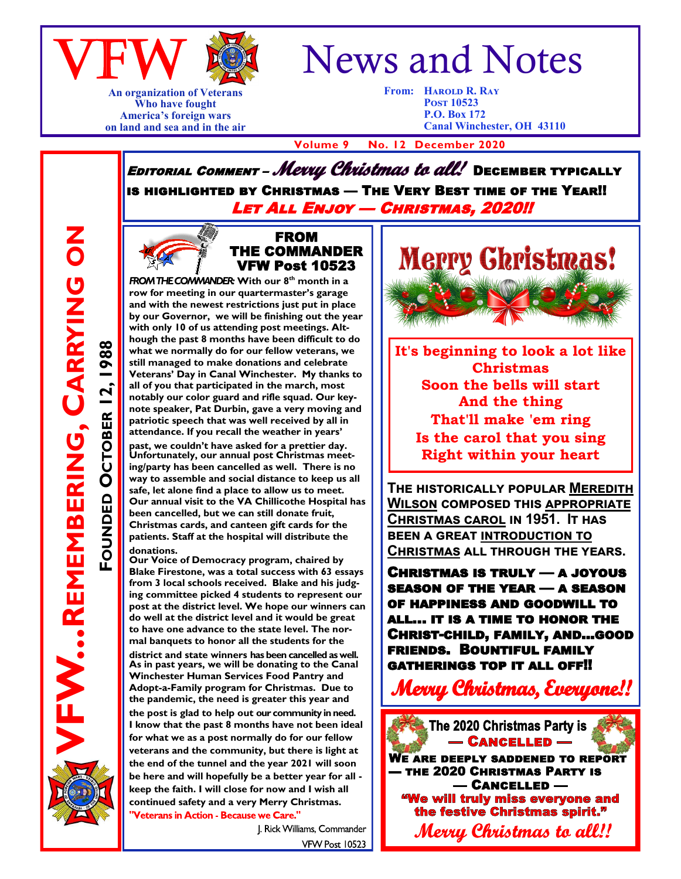# VFW News and Notes

An organization of Veterans
Who have fought
America's foreign wars
on land and sea and in the air

From: Harold R. Ray
Post 10523
P.O. Box 172
Canal Winchester, OH 43110

**Volume 9 No. 12 December 2020**

**VFW...Remembering, Carrying On**

**Founded October 12, 1988**

***Editorial Comment*** *– Merry Christmas to all!* **December typically is highlighted by Christmas — The Very Best time of the Year!!** ***Let All Enjoy — Christmas, 2020!!***

## FROM THE COMMANDER VFW Post 10523

***FROM THE COMMANDER:*** **With our 8th month in a row for meeting in our quartermaster's garage and with the newest restrictions just put in place by our Governor, we will be finishing out the year with only 10 of us attending post meetings. Although the past 8 months have been difficult to do what we normally do for our fellow veterans, we still managed to make donations and celebrate Veterans' Day in Canal Winchester. My thanks to all of you that participated in the march, most notably our color guard and rifle squad. Our keynote speaker, Pat Durbin, gave a very moving and patriotic speech that was well received by all in attendance. If you recall the weather in years' past, we couldn't have asked for a prettier day. Unfortunately, our annual post Christmas meeting/party has been cancelled as well. There is no way to assemble and social distance to keep us all safe, let alone find a place to allow us to meet. Our annual visit to the VA Chillicothe Hospital has been cancelled, but we can still donate fruit, Christmas cards, and canteen gift cards for the patients. Staff at the hospital will distribute the donations.**

**Our Voice of Democracy program, chaired by Blake Firestone, was a total success with 63 essays from 3 local schools received. Blake and his judging committee picked 4 students to represent our post at the district level. We hope our winners can do well at the district level and it would be great to have one advance to the state level. The normal banquets to honor all the students for the district and state winners has been cancelled as well.**

**As in past years, we will be donating to the Canal Winchester Human Services Food Pantry and Adopt-a-Family program for Christmas. Due to the pandemic, the need is greater this year and the post is glad to help out our community in need. I know that the past 8 months have not been ideal for what we as a post normally do for our fellow veterans and the community, but there is light at the end of the tunnel and the year 2021 will soon be here and will hopefully be a better year for all - keep the faith. I will close for now and I wish all continued safety and a very Merry Christmas.**

**"Veterans in Action - Because we Care."**

J. Rick Williams, Commander
VFW Post 10523

## Merry Christmas!

**It's beginning to look a lot like Christmas**
**Soon the bells will start**
**And the thing**
**That'll make 'em ring**
**Is the carol that you sing**
**Right within your heart**

**The historically popular Meredith Wilson composed this appropriate Christmas carol in 1951. It has been a great introduction to Christmas all through the years.**

**Christmas is truly — a joyous season of the year — a season of happiness and goodwill to all... It is a time to honor the Christ-child, family, and...good friends. Bountiful family gatherings top it all off!!**

***Merry Christmas, Everyone!!***

**The 2020 Christmas Party is — Cancelled —**

**We are deeply saddened to report — the 2020 Christmas Party is — Cancelled —**

**"We will truly miss everyone and the festive Christmas spirit."**

***Merry Christmas to all!!***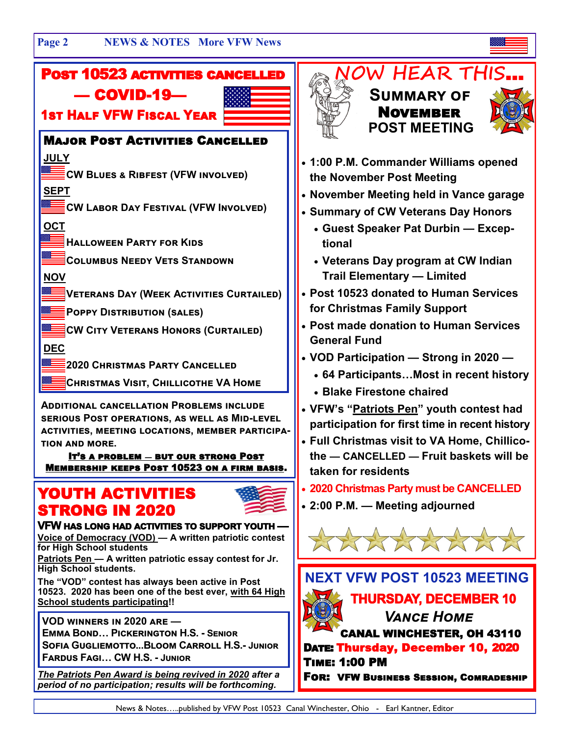# Post 10523 Activities Cancelled — COVID-19—

## 1st Half VFW Fiscal Year

### Major Post Activities Cancelled

**JULY**

- CW Blues & Ribfest (VFW involved)

**SEPT**

- CW Labor Day Festival (VFW Involved)

**OCT**

- Halloween Party for Kids
- Columbus Needy Vets Standown

**NOV**

- Veterans Day (Week Activities Curtailed)
- Poppy Distribution (sales)
- CW City Veterans Honors (Curtailed)

**DEC**

- 2020 Christmas Party Cancelled
- Christmas Visit, Chillicothe VA Home

**Additional cancellation problems include serious Post operations, as well as mid-level activities, meeting locations, member participation and more.**

**It's a problem — but our strong Post Membership keeps Post 10523 on a firm basis.**

# YOUTH ACTIVITIES STRONG IN 2020

**VFW has long had activities to support youth —**

**Voice of Democracy (VOD) — A written patriotic contest for High School students**

**Patriots Pen — A written patriotic essay contest for Jr. High School students.**

**The "VOD" contest has always been active in Post 10523. 2020 has been one of the best ever, with 64 High School students participating!!**

**VOD winners in 2020 are —**
**Emma Bond… Pickerington H.S. - Senior**
**Sofia Gugliemotto...Bloom Carroll H.S.- Junior**
**Fardus Fagi… CW H.S. - Junior**

*The Patriots Pen Award is being revived in 2020 after a period of no participation; results will be forthcoming.*

# NOW HEAR THIS...

## Summary of November POST MEETING

- **1:00 P.M. Commander Williams opened the November Post Meeting**
- **November Meeting held in Vance garage**
- **Summary of CW Veterans Day Honors**
  - **Guest Speaker Pat Durbin — Exceptional**
  - **Veterans Day program at CW Indian Trail Elementary — Limited**
- **Post 10523 donated to Human Services for Christmas Family Support**
- **Post made donation to Human Services General Fund**
- **VOD Participation — Strong in 2020 —**
  - **64 Participants…Most in recent history**
  - **Blake Firestone chaired**
- **VFW's "Patriots Pen" youth contest had participation for first time in recent history**
- **Full Christmas visit to VA Home, Chillicothe — CANCELLED — Fruit baskets will be taken for residents**
- **2020 Christmas Party must be CANCELLED**
- **2:00 P.M. — Meeting adjourned**

## NEXT VFW POST 10523 MEETING

**THURSDAY, DECEMBER 10**

***Vance Home***

**CANAL WINCHESTER, OH 43110**

**Date: Thursday, December 10, 2020**

**Time: 1:00 PM**

**For: VFW Business Session, Comradeship**

News & Notes…..published by VFW Post 10523 Canal Winchester, Ohio - Earl Kantner, Editor